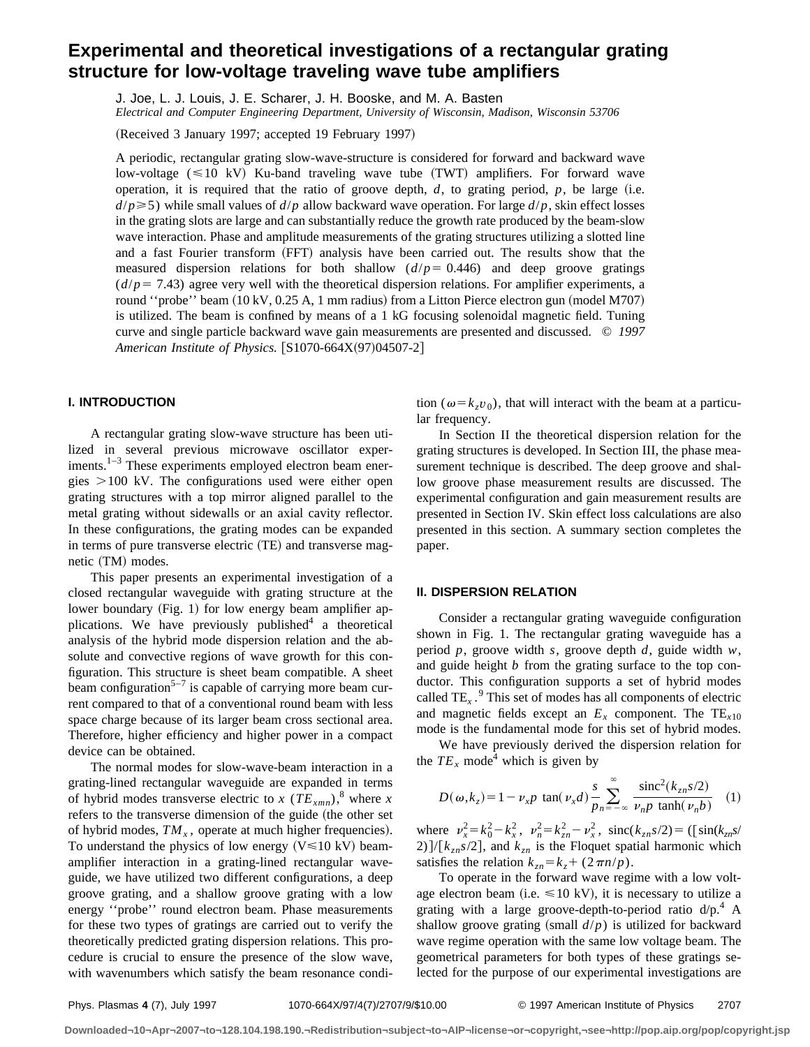# Experimental and theoretical investigations of a rectangular grating structure for low-voltage traveling wave tube amplifiers

J. Joe, L. J. Louis, J. E. Scharer, J. H. Booske, and M. A. Basten

*Electrical and Computer Engineering Department, University of Wisconsin, Madison, Wisconsin 53706*

(Received 3 January 1997; accepted 19 February 1997)

A periodic, rectangular grating slow-wave-structure is considered for forward and backward wave low-voltage ($\leqslant 10$ kV) Ku-band traveling wave tube (TWT) amplifiers. For forward wave operation, it is required that the ratio of groove depth, $d$, to grating period, $p$, be large (i.e. $d/p \geqslant 5$) while small values of $d/p$ allow backward wave operation. For large $d/p$, skin effect losses in the grating slots are large and can substantially reduce the growth rate produced by the beam-slow wave interaction. Phase and amplitude measurements of the grating structures utilizing a slotted line and a fast Fourier transform (FFT) analysis have been carried out. The results show that the measured dispersion relations for both shallow ($d/p = 0.446$) and deep groove gratings ($d/p = 7.43$) agree very well with the theoretical dispersion relations. For amplifier experiments, a round ''probe'' beam (10 kV, 0.25 A, 1 mm radius) from a Litton Pierce electron gun (model M707) is utilized. The beam is confined by means of a 1 kG focusing solenoidal magnetic field. Tuning curve and single particle backward wave gain measurements are presented and discussed. © *1997 American Institute of Physics.* [S1070-664X(97)04507-2]

## I. INTRODUCTION

A rectangular grating slow-wave structure has been utilized in several previous microwave oscillator experiments.[1–3] These experiments employed electron beam energies $>100$ kV. The configurations used were either open grating structures with a top mirror aligned parallel to the metal grating without sidewalls or an axial cavity reflector. In these configurations, the grating modes can be expanded in terms of pure transverse electric (TE) and transverse magnetic (TM) modes.

This paper presents an experimental investigation of a closed rectangular waveguide with grating structure at the lower boundary (Fig. 1) for low energy beam amplifier applications. We have previously published[4] a theoretical analysis of the hybrid mode dispersion relation and the absolute and convective regions of wave growth for this configuration. This structure is sheet beam compatible. A sheet beam configuration[5–7] is capable of carrying more beam current compared to that of a conventional round beam with less space charge because of its larger beam cross sectional area. Therefore, higher efficiency and higher power in a compact device can be obtained.

The normal modes for slow-wave-beam interaction in a grating-lined rectangular waveguide are expanded in terms of hybrid modes transverse electric to $x$ ($TE_{xmn}$),[8] where $x$ refers to the transverse dimension of the guide (the other set of hybrid modes, $TM_x$, operate at much higher frequencies). To understand the physics of low energy ($V \leqslant 10$ kV) beam-amplifier interaction in a grating-lined rectangular waveguide, we have utilized two different configurations, a deep groove grating, and a shallow groove grating with a low energy ''probe'' round electron beam. Phase measurements for these two types of gratings are carried out to verify the theoretically predicted grating dispersion relations. This procedure is crucial to ensure the presence of the slow wave, with wavenumbers which satisfy the beam resonance condition ($\omega = k_z v_0$), that will interact with the beam at a particular frequency.

In Section II the theoretical dispersion relation for the grating structures is developed. In Section III, the phase measurement technique is described. The deep groove and shallow groove phase measurement results are discussed. The experimental configuration and gain measurement results are presented in Section IV. Skin effect loss calculations are also presented in this section. A summary section completes the paper.

## II. DISPERSION RELATION

Consider a rectangular grating waveguide configuration shown in Fig. 1. The rectangular grating waveguide has a period $p$, groove width $s$, groove depth $d$, guide width $w$, and guide height $b$ from the grating surface to the top conductor. This configuration supports a set of hybrid modes called $TE_x$.[9] This set of modes has all components of electric and magnetic fields except an $E_x$ component. The $TE_{x10}$ mode is the fundamental mode for this set of hybrid modes.

We have previously derived the dispersion relation for the $TE_x$ mode[4] which is given by

$$D(\omega,k_z) = 1 - \nu_x p \tan(\nu_x d) \frac{s}{p} \sum_{n=-\infty}^{\infty} \frac{\text{sinc}^2(k_{zn}s/2)}{\nu_n p \tanh(\nu_n b)} \quad (1)$$

where $\nu_x^2 = k_0^2 - k_x^2$, $\nu_n^2 = k_{zn}^2 - \nu_x^2$, $\text{sinc}(k_{zn}s/2) = ([\sin(k_{zn}s/2)]/[k_{zn}s/2]$, and $k_{zn}$ is the Floquet spatial harmonic which satisfies the relation $k_{zn} = k_z + (2\pi n/p)$.

To operate in the forward wave regime with a low voltage electron beam (i.e. $\leqslant 10$ kV), it is necessary to utilize a grating with a large groove-depth-to-period ratio d/p.[4] A shallow groove grating (small $d/p$) is utilized for backward wave regime operation with the same low voltage beam. The geometrical parameters for both types of these gratings selected for the purpose of our experimental investigations are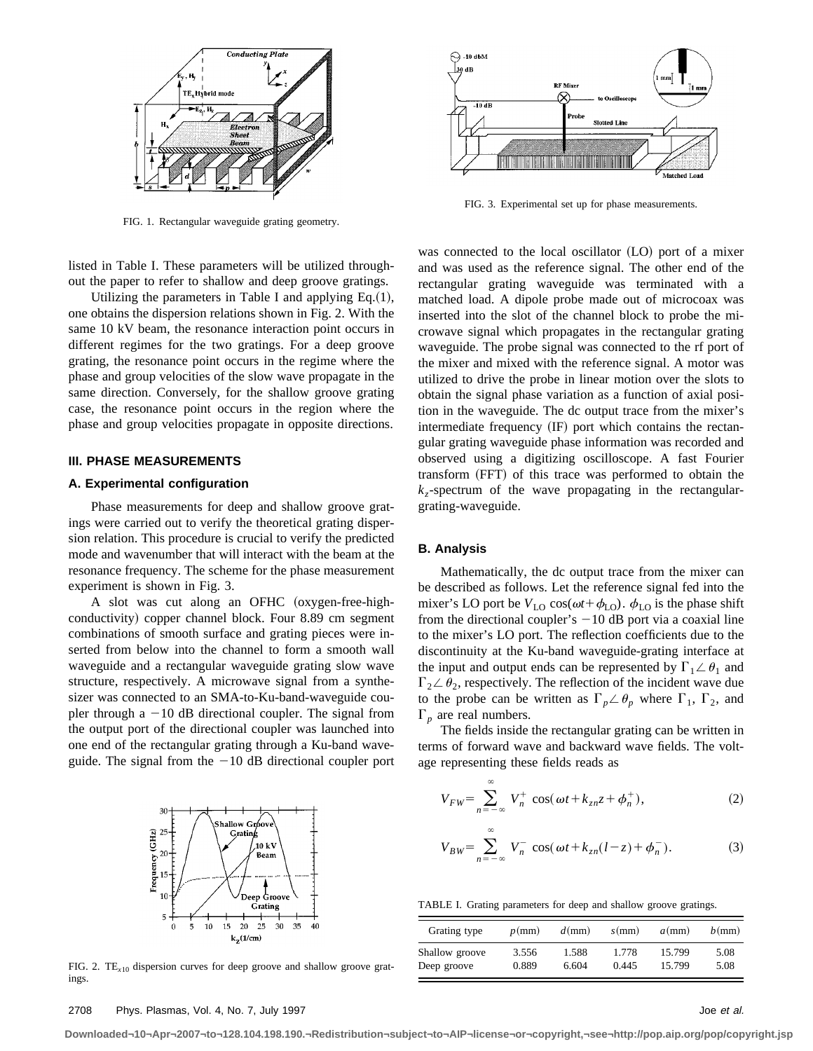FIG. 1. Rectangular waveguide grating geometry.

FIG. 3. Experimental set up for phase measurements.

listed in Table I. These parameters will be utilized throughout the paper to refer to shallow and deep groove gratings.

Utilizing the parameters in Table I and applying Eq. (1), one obtains the dispersion relations shown in Fig. 2. With the same 10 kV beam, the resonance interaction point occurs in different regimes for the two gratings. For a deep groove grating, the resonance point occurs in the regime where the phase and group velocities of the slow wave propagate in the same direction. Conversely, for the shallow groove grating case, the resonance point occurs in the region where the phase and group velocities propagate in opposite directions.

## III. PHASE MEASUREMENTS

### A. Experimental configuration

Phase measurements for deep and shallow groove gratings were carried out to verify the theoretical grating dispersion relation. This procedure is crucial to verify the predicted mode and wavenumber that will interact with the beam at the resonance frequency. The scheme for the phase measurement experiment is shown in Fig. 3.

A slot was cut along an OFHC (oxygen-free-high-conductivity) copper channel block. Four 8.89 cm segment combinations of smooth surface and grating pieces were inserted from below into the channel to form a smooth wall waveguide and a rectangular waveguide grating slow wave structure, respectively. A microwave signal from a synthesizer was connected to an SMA-to-Ku-band-waveguide coupler through a −10 dB directional coupler. The signal from the output port of the directional coupler was launched into one end of the rectangular grating through a Ku-band waveguide. The signal from the −10 dB directional coupler port was connected to the local oscillator (LO) port of a mixer and was used as the reference signal. The other end of the rectangular grating waveguide was terminated with a matched load. A dipole probe made out of microcoax was inserted into the slot of the channel block to probe the microwave signal which propagates in the rectangular grating waveguide. The probe signal was connected to the rf port of the mixer and mixed with the reference signal. A motor was utilized to drive the probe in linear motion over the slots to obtain the signal phase variation as a function of axial position in the waveguide. The dc output trace from the mixer's intermediate frequency (IF) port which contains the rectangular grating waveguide phase information was recorded and observed using a digitizing oscilloscope. A fast Fourier transform (FFT) of this trace was performed to obtain the $k_z$-spectrum of the wave propagating in the rectangular-grating-waveguide.

FIG. 2. $TE_{x10}$ dispersion curves for deep groove and shallow groove gratings.

### B. Analysis

Mathematically, the dc output trace from the mixer can be described as follows. Let the reference signal fed into the mixer's LO port be $V_{LO}\cos(\omega t+\phi_{LO})$. $\phi_{LO}$ is the phase shift from the directional coupler's −10 dB port via a coaxial line to the mixer's LO port. The reflection coefficients due to the discontinuity at the Ku-band waveguide-grating interface at the input and output ends can be represented by $\Gamma_1\angle\theta_1$ and $\Gamma_2\angle\theta_2$, respectively. The reflection of the incident wave due to the probe can be written as $\Gamma_p\angle\theta_p$ where $\Gamma_1$, $\Gamma_2$, and $\Gamma_p$ are real numbers.

The fields inside the rectangular grating can be written in terms of forward wave and backward wave fields. The voltage representing these fields reads as

$$V_{FW}=\sum_{n=-\infty}^{\infty} V_n^+ \cos(\omega t+k_{zn}z+\phi_n^+), \tag{2}$$

$$V_{BW}=\sum_{n=-\infty}^{\infty} V_n^- \cos(\omega t+k_{zn}(l-z)+\phi_n^-). \tag{3}$$

TABLE I. Grating parameters for deep and shallow groove gratings.

| Grating type | $p$(mm) | $d$(mm) | $s$(mm) | $a$(mm) | $b$(mm) |
|---|---|---|---|---|---|
| Shallow groove | 3.556 | 1.588 | 1.778 | 15.799 | 5.08 |
| Deep groove | 0.889 | 6.604 | 0.445 | 15.799 | 5.08 |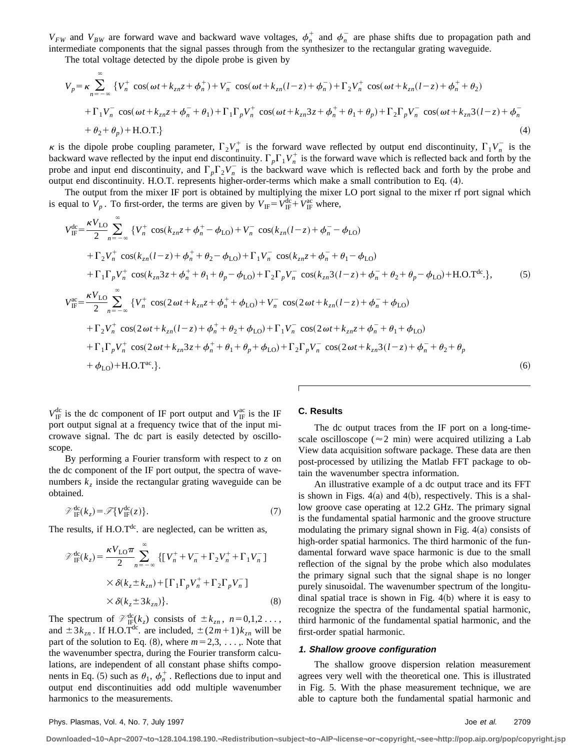$V_{FW}$ and $V_{BW}$ are forward wave and backward wave voltages, $\phi_n^+$ and $\phi_n^-$ are phase shifts due to propagation path and intermediate components that the signal passes through from the synthesizer to the rectangular grating waveguide.

The total voltage detected by the dipole probe is given by

$$
\begin{aligned}
V_p = \kappa \sum_{n=-\infty}^{\infty} \{ & V_n^+ \cos(\omega t + k_{zn} z + \phi_n^+) + V_n^- \cos(\omega t + k_{zn}(l-z) + \phi_n^-) + \Gamma_2 V_n^+ \cos(\omega t + k_{zn}(l-z) + \phi_n^+ + \theta_2) \\
& + \Gamma_1 V_n^- \cos(\omega t + k_{zn} z + \phi_n^- + \theta_1) + \Gamma_1 \Gamma_p V_n^+ \cos(\omega t + k_{zn} 3z + \phi_n^+ + \theta_1 + \theta_p) + \Gamma_2 \Gamma_p V_n^- \cos(\omega t + k_{zn} 3(l-z) + \phi_n^- \\
& + \theta_2 + \theta_p) + \text{H.O.T.} \}
\end{aligned} \tag{4}
$$

$\kappa$ is the dipole probe coupling parameter, $\Gamma_2 V_n^+$ is the forward wave reflected by output end discontinuity, $\Gamma_1 V_n^-$ is the backward wave reflected by the input end discontinuity. $\Gamma_p \Gamma_1 V_n^+$ is the forward wave which is reflected back and forth by the probe and input end discontinuity, and $\Gamma_p \Gamma_2 V_n^-$ is the backward wave which is reflected back and forth by the probe and output end discontinuity. H.O.T. represents higher-order-terms which make a small contribution to Eq. (4).

The output from the mixer IF port is obtained by multiplying the mixer LO port signal to the mixer rf port signal which is equal to $V_p$. To first-order, the terms are given by $V_{\text{IF}} = V_{\text{IF}}^{\text{dc}} + V_{\text{IF}}^{\text{ac}}$ where,

$$
\begin{aligned}
V_{\text{IF}}^{\text{dc}} = \frac{\kappa V_{\text{LO}}}{2} \sum_{n=-\infty}^{\infty} \{ & V_n^+ \cos(k_{zn} z + \phi_n^+ - \phi_{\text{LO}}) + V_n^- \cos(k_{zn}(l-z) + \phi_n^- - \phi_{\text{LO}}) \\
& + \Gamma_2 V_n^+ \cos(k_{zn}(l-z) + \phi_n^+ + \theta_2 - \phi_{\text{LO}}) + \Gamma_1 V_n^- \cos(k_{zn} z + \phi_n^- + \theta_1 - \phi_{\text{LO}}) \\
& + \Gamma_1 \Gamma_p V_n^+ \cos(k_{zn} 3z + \phi_n^+ + \theta_1 + \theta_p - \phi_{\text{LO}}) + \Gamma_2 \Gamma_p V_n^- \cos(k_{zn} 3(l-z) + \phi_n^- + \theta_2 + \theta_p - \phi_{\text{LO}}) + \text{H.O.T}^{\text{dc}}.\},
\end{aligned} \tag{5}
$$

$$
\begin{aligned}
V_{\text{IF}}^{\text{ac}} = \frac{\kappa V_{\text{LO}}}{2} \sum_{n=-\infty}^{\infty} \{ & V_n^+ \cos(2\omega t + k_{zn} z + \phi_n^+ + \phi_{\text{LO}}) + V_n^- \cos(2\omega t + k_{zn}(l-z) + \phi_n^- + \phi_{\text{LO}}) \\
& + \Gamma_2 V_n^+ \cos(2\omega t + k_{zn}(l-z) + \phi_n^+ + \theta_2 + \phi_{\text{LO}}) + \Gamma_1 V_n^- \cos(2\omega t + k_{zn} z + \phi_n^- + \theta_1 + \phi_{\text{LO}}) \\
& + \Gamma_1 \Gamma_p V_n^+ \cos(2\omega t + k_{zn} 3z + \phi_n^+ + \theta_1 + \theta_p + \phi_{\text{LO}}) + \Gamma_2 \Gamma_p V_n^- \cos(2\omega t + k_{zn} 3(l-z) + \phi_n^- + \theta_2 + \theta_p \\
& + \phi_{\text{LO}}) + \text{H.O.T}^{\text{ac}}.\}.
\end{aligned} \tag{6}
$$

$V_{\text{IF}}^{\text{dc}}$ is the dc component of IF port output and $V_{\text{IF}}^{\text{ac}}$ is the IF port output signal at a frequency twice that of the input microwave signal. The dc part is easily detected by oscilloscope.

By performing a Fourier transform with respect to $z$ on the dc component of the IF port output, the spectra of wavenumbers $k_z$ inside the rectangular grating waveguide can be obtained.

$$
\mathscr{V}_{\text{IF}}^{\text{dc}}(k_z) = \mathscr{F}\{V_{\text{IF}}^{\text{dc}}(z)\}. \tag{7}
$$

The results, if $\text{H.O.T}^{\text{dc}}$. are neglected, can be written as,

$$
\begin{aligned}
\mathscr{V}_{\text{IF}}^{\text{dc}}(k_z) = \frac{\kappa V_{\text{LO}} \pi}{2} \sum_{n=-\infty}^{\infty} \{ & [V_n^+ + V_n^- + \Gamma_2 V_n^+ + \Gamma_1 V_n^-] \\
& \times \delta(k_z \pm k_{zn}) + [\Gamma_1 \Gamma_p V_n^+ + \Gamma_2 \Gamma_p V_n^-] \\
& \times \delta(k_z \pm 3k_{zn})\}.
\end{aligned} \tag{8}
$$

The spectrum of $\mathscr{V}_{\text{IF}}^{\text{dc}}(k_z)$ consists of $\pm k_{zn}$, $n = 0,1,2 \ldots$, and $\pm 3k_{zn}$. If $\text{H.O.T}^{\text{dc}}$. are included, $\pm(2m+1)k_{zn}$ will be part of the solution to Eq. (8), where $m = 2,3, \ldots,$. Note that the wavenumber spectra, during the Fourier transform calculations, are independent of all constant phase shifts components in Eq. (5) such as $\theta_1$, $\phi_n^+$. Reflections due to input and output end discontinuities add odd multiple wavenumber harmonics to the measurements.

### C. Results

The dc output traces from the IF port on a long-time-scale oscilloscope ($\approx 2$ min) were acquired utilizing a Lab View data acquisition software package. These data are then post-processed by utilizing the Matlab FFT package to obtain the wavenumber spectra information.

An illustrative example of a dc output trace and its FFT is shown in Figs. 4(a) and 4(b), respectively. This is a shallow groove case operating at 12.2 GHz. The primary signal is the fundamental spatial harmonic and the groove structure modulating the primary signal shown in Fig. 4(a) consists of high-order spatial harmonics. The third harmonic of the fundamental forward wave space harmonic is due to the small reflection of the signal by the probe which also modulates the primary signal such that the signal shape is no longer purely sinusoidal. The wavenumber spectrum of the longitudinal spatial trace is shown in Fig. 4(b) where it is easy to recognize the spectra of the fundamental spatial harmonic, third harmonic of the fundamental spatial harmonic, and the first-order spatial harmonic.

#### 1. Shallow groove configuration

The shallow groove dispersion relation measurement agrees very well with the theoretical one. This is illustrated in Fig. 5. With the phase measurement technique, we are able to capture both the fundamental spatial harmonic and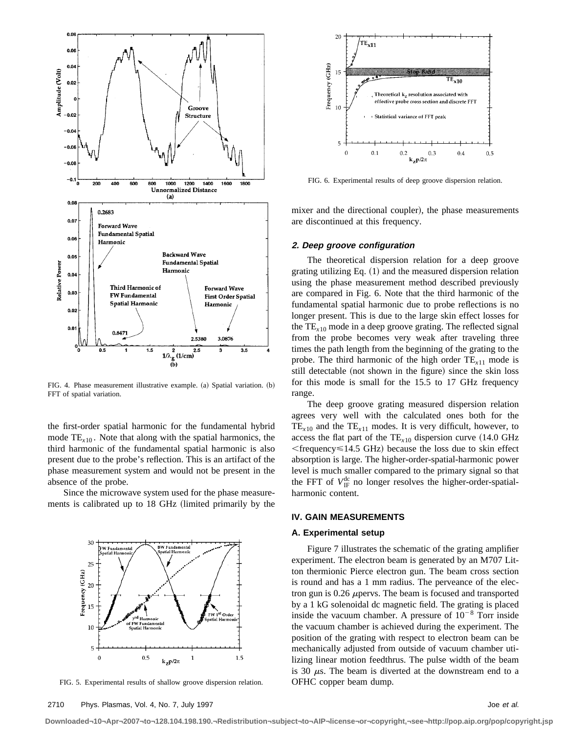FIG. 4. Phase measurement illustrative example. (a) Spatial variation. (b) FFT of spatial variation.

the first-order spatial harmonic for the fundamental hybrid mode $TE_{x10}$. Note that along with the spatial harmonics, the third harmonic of the fundamental spatial harmonic is also present due to the probe's reflection. This is an artifact of the phase measurement system and would not be present in the absence of the probe.

Since the microwave system used for the phase measurements is calibrated up to 18 GHz (limited primarily by the mixer and the directional coupler), the phase measurements are discontinued at this frequency.

FIG. 5. Experimental results of shallow groove dispersion relation.

FIG. 6. Experimental results of deep groove dispersion relation.

### 2. Deep groove configuration

The theoretical dispersion relation for a deep groove grating utilizing Eq. (1) and the measured dispersion relation using the phase measurement method described previously are compared in Fig. 6. Note that the third harmonic of the fundamental spatial harmonic due to probe reflections is no longer present. This is due to the large skin effect losses for the $TE_{x10}$ mode in a deep groove grating. The reflected signal from the probe becomes very weak after traveling three times the path length from the beginning of the grating to the probe. The third harmonic of the high order $TE_{x11}$ mode is still detectable (not shown in the figure) since the skin loss for this mode is small for the 15.5 to 17 GHz frequency range.

The deep groove grating measured dispersion relation agrees very well with the calculated ones both for the $TE_{x10}$ and the $TE_{x11}$ modes. It is very difficult, however, to access the flat part of the $TE_{x10}$ dispersion curve (14.0 GHz $<$frequency$\leqslant$14.5 GHz) because the loss due to skin effect absorption is large. The higher-order-spatial-harmonic power level is much smaller compared to the primary signal so that the FFT of $V_{\mathrm{IF}}^{\mathrm{dc}}$ no longer resolves the higher-order-spatial-harmonic content.

## IV. GAIN MEASUREMENTS

### A. Experimental setup

Figure 7 illustrates the schematic of the grating amplifier experiment. The electron beam is generated by an M707 Litton thermionic Pierce electron gun. The beam cross section is round and has a 1 mm radius. The perveance of the electron gun is 0.26 $\mu$pervs. The beam is focused and transported by a 1 kG solenoidal dc magnetic field. The grating is placed inside the vacuum chamber. A pressure of $10^{-8}$ Torr inside the vacuum chamber is achieved during the experiment. The position of the grating with respect to electron beam can be mechanically adjusted from outside of vacuum chamber utilizing linear motion feedthrus. The pulse width of the beam is 30 $\mu$s. The beam is diverted at the downstream end to a OFHC copper beam dump.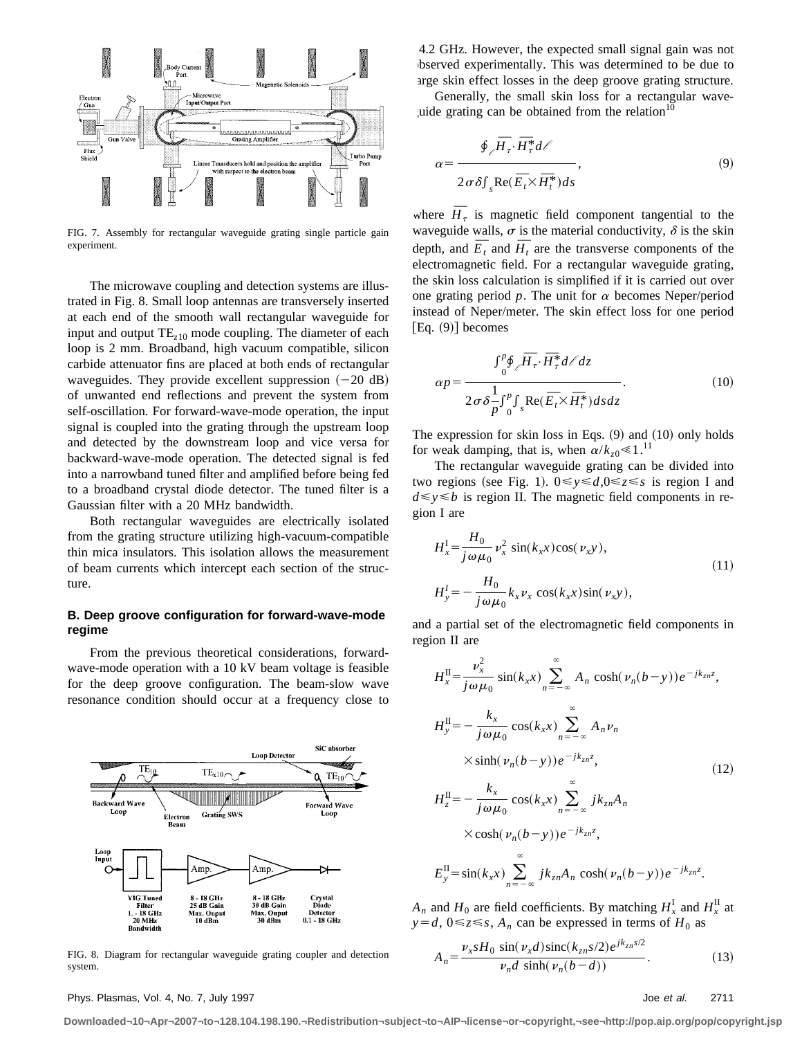FIG. 7. Assembly for rectangular waveguide grating single particle gain experiment.

The microwave coupling and detection systems are illustrated in Fig. 8. Small loop antennas are transversely inserted at each end of the smooth wall rectangular waveguide for input and output $TE_{z10}$ mode coupling. The diameter of each loop is 2 mm. Broadband, high vacuum compatible, silicon carbide attenuator fins are placed at both ends of rectangular waveguides. They provide excellent suppression (−20 dB) of unwanted end reflections and prevent the system from self-oscillation. For forward-wave-mode operation, the input signal is coupled into the grating through the upstream loop and detected by the downstream loop and vice versa for backward-wave-mode operation. The detected signal is fed into a narrowband tuned filter and amplified before being fed to a broadband crystal diode detector. The tuned filter is a Gaussian filter with a 20 MHz bandwidth.

Both rectangular waveguides are electrically isolated from the grating structure utilizing high-vacuum-compatible thin mica insulators. This isolation allows the measurement of beam currents which intercept each section of the structure.

### B. Deep groove configuration for forward-wave-mode regime

From the previous theoretical considerations, forward-wave-mode operation with a 10 kV beam voltage is feasible for the deep groove configuration. The beam-slow wave resonance condition should occur at a frequency close to 4.2 GHz. However, the expected small signal gain was not observed experimentally. This was determined to be due to large skin effect losses in the deep groove grating structure.

FIG. 8. Diagram for rectangular waveguide grating coupler and detection system.

Generally, the small skin loss for a rectangular waveguide grating can be obtained from the relation[10]

$$\alpha = \frac{\oint_{\ell} \overline{H_\tau} \cdot \overline{H_\tau^*} d\ell}{2\sigma\delta \int_s \mathrm{Re}(\overline{E_t} \times \overline{H_t^*}) ds}, \tag{9}$$

where $\overline{H_\tau}$ is magnetic field component tangential to the waveguide walls, $\sigma$ is the material conductivity, $\delta$ is the skin depth, and $\overline{E_t}$ and $\overline{H_t}$ are the transverse components of the electromagnetic field. For a rectangular waveguide grating, the skin loss calculation is simplified if it is carried out over one grating period $p$. The unit for $\alpha$ becomes Neper/period instead of Neper/meter. The skin effect loss for one period [Eq. (9)] becomes

$$\alpha p = \frac{\int_0^p \oint_{\ell} \overline{H_\tau} \cdot \overline{H_\tau^*} d\ell\, dz}{2\sigma\delta \frac{1}{p} \int_0^p \int_s \mathrm{Re}(\overline{E_t} \times \overline{H_t^*}) ds\, dz}. \tag{10}$$

The expression for skin loss in Eqs. (9) and (10) only holds for weak damping, that is, when $\alpha/k_{z0} \ll 1$.[11]

The rectangular waveguide grating can be divided into two regions (see Fig. 1). $0 \leq y \leq d, 0 \leq z \leq s$ is region I and $d \leq y \leq b$ is region II. The magnetic field components in region I are

$$\begin{aligned} H_x^{\mathrm{I}} &= \frac{H_0}{j\omega\mu_0} \nu_x^2 \sin(k_x x)\cos(\nu_x y), \\ H_y^{I} &= -\frac{H_0}{j\omega\mu_0} k_x \nu_x \cos(k_x x)\sin(\nu_x y), \end{aligned} \tag{11}$$

and a partial set of the electromagnetic field components in region II are

$$\begin{aligned} H_x^{\mathrm{II}} &= \frac{\nu_x^2}{j\omega\mu_0} \sin(k_x x) \sum_{n=-\infty}^{\infty} A_n \cosh(\nu_n(b-y)) e^{-jk_{zn}z}, \\ H_y^{\mathrm{II}} &= -\frac{k_x}{j\omega\mu_0} \cos(k_x x) \sum_{n=-\infty}^{\infty} A_n \nu_n \\ &\quad \times \sinh(\nu_n(b-y)) e^{-jk_{zn}z}, \\ H_z^{\mathrm{II}} &= -\frac{k_x}{j\omega\mu_0} \cos(k_x x) \sum_{n=-\infty}^{\infty} jk_{zn} A_n \\ &\quad \times \cosh(\nu_n(b-y)) e^{-jk_{zn}z}, \\ E_y^{\mathrm{II}} &= \sin(k_x x) \sum_{n=-\infty}^{\infty} jk_{zn} A_n \cosh(\nu_n(b-y)) e^{-jk_{zn}z}. \end{aligned} \tag{12}$$

$A_n$ and $H_0$ are field coefficients. By matching $H_x^{\mathrm{I}}$ and $H_x^{\mathrm{II}}$ at $y=d$, $0 \leq z \leq s$, $A_n$ can be expressed in terms of $H_0$ as

$$A_n = \frac{\nu_x s H_0 \sin(\nu_x d) \mathrm{sinc}(k_{zn}s/2) e^{jk_{zn}s/2}}{\nu_n d \sinh(\nu_n(b-d))}. \tag{13}$$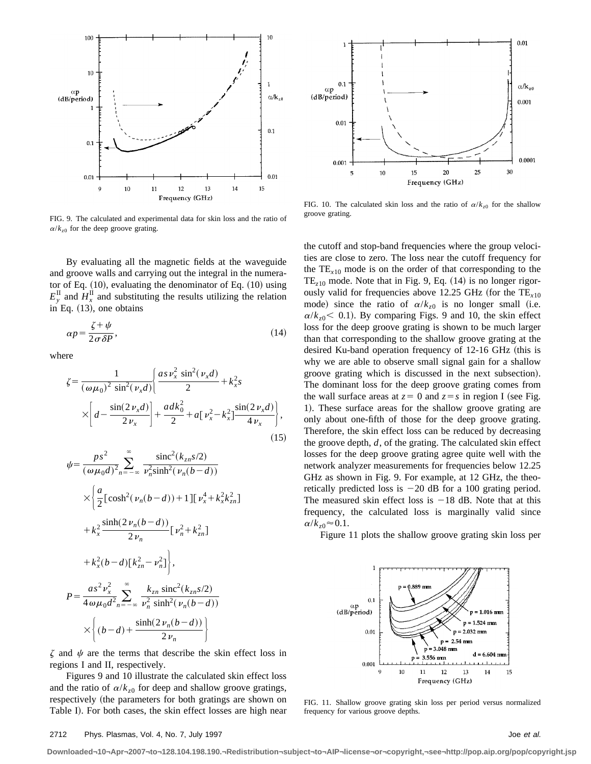FIG. 9. The calculated and experimental data for skin loss and the ratio of $\alpha/k_{z0}$ for the deep groove grating.

FIG. 10. The calculated skin loss and the ratio of $\alpha/k_{z0}$ for the shallow groove grating.

By evaluating all the magnetic fields at the waveguide and groove walls and carrying out the integral in the numerator of Eq. (10), evaluating the denominator of Eq. (10) using $E_y^{\rm II}$ and $H_x^{\rm II}$ and substituting the results utilizing the relation in Eq. (13), one obtains

$$\alpha p = \frac{\zeta + \psi}{2\sigma \delta P}, \tag{14}$$

where

$$\zeta = \frac{1}{(\omega\mu_0)^2 \sin^2(\nu_x d)} \left\{ \frac{a s \nu_x^2 \sin^2(\nu_x d)}{2} + k_x^2 s \times \left[ d - \frac{\sin(2\nu_x d)}{2\nu_x} \right] + \frac{a d k_0^2}{2} + a[\nu_x^2 - k_x^2] \frac{\sin(2\nu_x d)}{4\nu_x} \right\}, \tag{15}$$

$$\psi = \frac{p s^2}{(\omega\mu_0 d)^2} \sum_{n=-\infty}^{\infty} \frac{\mathrm{sinc}^2(k_{zn} s/2)}{\nu_n^2 \sinh^2(\nu_n (b-d))} \times \left\{ \frac{a}{2} [\cosh^2(\nu_n(b-d)) + 1][\nu_x^4 + k_x^2 k_{zn}^2] + k_x^2 \frac{\sinh(2\nu_n(b-d))}{2\nu_n} [\nu_n^2 + k_{zn}^2] + k_x^2 (b-d)[k_{zn}^2 - \nu_n^2] \right\},$$

$$P = \frac{a s^2 \nu_x^2}{4\omega\mu_0 d^2} \sum_{n=-\infty}^{\infty} \frac{k_{zn}\, \mathrm{sinc}^2(k_{zn} s/2)}{\nu_n^2 \sinh^2(\nu_n(b-d))} \times \left\{ (b-d) + \frac{\sinh(2\nu_n(b-d))}{2\nu_n} \right\}$$

$\zeta$ and $\psi$ are the terms that describe the skin effect loss in regions I and II, respectively.

Figures 9 and 10 illustrate the calculated skin effect loss and the ratio of $\alpha/k_{z0}$ for deep and shallow groove gratings, respectively (the parameters for both gratings are shown on Table I). For both cases, the skin effect losses are high near the cutoff and stop-band frequencies where the group velocities are close to zero. The loss near the cutoff frequency for the $\mathrm{TE}_{x10}$ mode is on the order of that corresponding to the $\mathrm{TE}_{z10}$ mode. Note that in Fig. 9, Eq. (14) is no longer rigorously valid for frequencies above 12.25 GHz (for the $\mathrm{TE}_{x10}$ mode) since the ratio of $\alpha/k_{z0}$ is no longer small (i.e. $\alpha/k_{z0} < 0.1$). By comparing Figs. 9 and 10, the skin effect loss for the deep groove grating is shown to be much larger than that corresponding to the shallow groove grating at the desired Ku-band operation frequency of 12-16 GHz (this is why we are able to observe small signal gain for a shallow groove grating which is discussed in the next subsection). The dominant loss for the deep groove grating comes from the wall surface areas at $z = 0$ and $z = s$ in region I (see Fig. 1). These surface areas for the shallow groove grating are only about one-fifth of those for the deep groove grating. Therefore, the skin effect loss can be reduced by decreasing the groove depth, $d$, of the grating. The calculated skin effect losses for the deep groove grating agree quite well with the network analyzer measurements for frequencies below 12.25 GHz as shown in Fig. 9. For example, at 12 GHz, the theoretically predicted loss is $-20$ dB for a 100 grating period. The measured skin effect loss is $-18$ dB. Note that at this frequency, the calculated loss is marginally valid since $\alpha/k_{z0} \approx 0.1$.

Figure 11 plots the shallow groove grating skin loss per

FIG. 11. Shallow groove grating skin loss per period versus normalized frequency for various groove depths.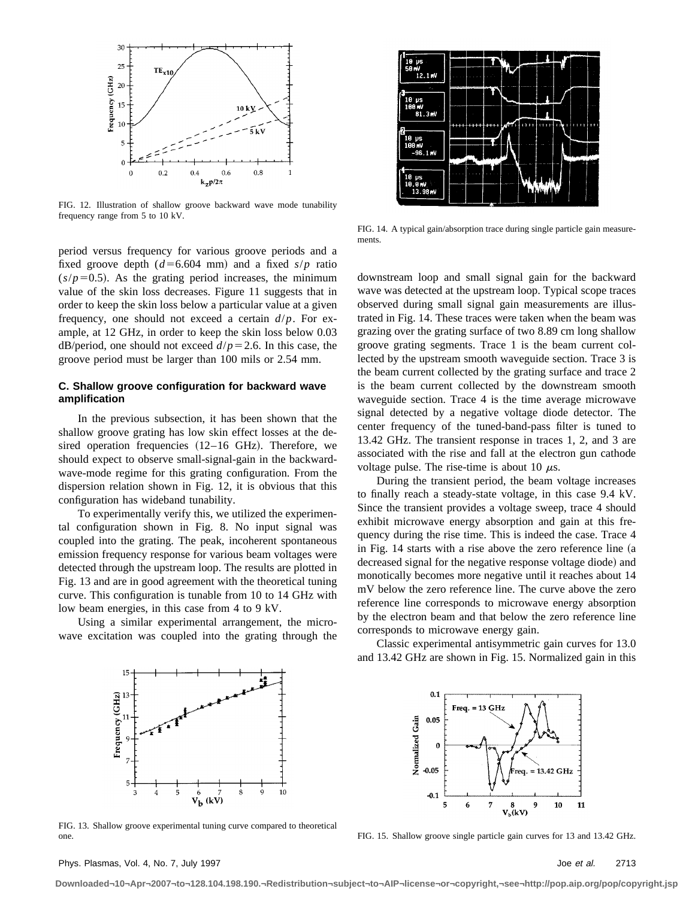FIG. 12. Illustration of shallow groove backward wave mode tunability frequency range from 5 to 10 kV.

FIG. 14. A typical gain/absorption trace during single particle gain measurements.

period versus frequency for various groove periods and a fixed groove depth ($d=6.604$ mm) and a fixed $s/p$ ratio ($s/p=0.5$). As the grating period increases, the minimum value of the skin loss decreases. Figure 11 suggests that in order to keep the skin loss below a particular value at a given frequency, one should not exceed a certain $d/p$. For example, at 12 GHz, in order to keep the skin loss below 0.03 dB/period, one should not exceed $d/p=2.6$. In this case, the groove period must be larger than 100 mils or 2.54 mm.

### C. Shallow groove configuration for backward wave amplification

In the previous subsection, it has been shown that the shallow groove grating has low skin effect losses at the desired operation frequencies (12–16 GHz). Therefore, we should expect to observe small-signal-gain in the backward-wave-mode regime for this grating configuration. From the dispersion relation shown in Fig. 12, it is obvious that this configuration has wideband tunability.

To experimentally verify this, we utilized the experimental configuration shown in Fig. 8. No input signal was coupled into the grating. The peak, incoherent spontaneous emission frequency response for various beam voltages were detected through the upstream loop. The results are plotted in Fig. 13 and are in good agreement with the theoretical tuning curve. This configuration is tunable from 10 to 14 GHz with low beam energies, in this case from 4 to 9 kV.

Using a similar experimental arrangement, the microwave excitation was coupled into the grating through the downstream loop and small signal gain for the backward wave was detected at the upstream loop. Typical scope traces observed during small signal gain measurements are illustrated in Fig. 14. These traces were taken when the beam was grazing over the grating surface of two 8.89 cm long shallow groove grating segments. Trace 1 is the beam current collected by the upstream smooth waveguide section. Trace 3 is the beam current collected by the grating surface and trace 2 is the beam current collected by the downstream smooth waveguide section. Trace 4 is the time average microwave signal detected by a negative voltage diode detector. The center frequency of the tuned-band-pass filter is tuned to 13.42 GHz. The transient response in traces 1, 2, and 3 are associated with the rise and fall at the electron gun cathode voltage pulse. The rise-time is about 10 $\mu$s.

During the transient period, the beam voltage increases to finally reach a steady-state voltage, in this case 9.4 kV. Since the transient provides a voltage sweep, trace 4 should exhibit microwave energy absorption and gain at this frequency during the rise time. This is indeed the case. Trace 4 in Fig. 14 starts with a rise above the zero reference line (a decreased signal for the negative response voltage diode) and monotically becomes more negative until it reaches about 14 mV below the zero reference line. The curve above the zero reference line corresponds to microwave energy absorption by the electron beam and that below the zero reference line corresponds to microwave energy gain.

Classic experimental antisymmetric gain curves for 13.0 and 13.42 GHz are shown in Fig. 15. Normalized gain in this

FIG. 13. Shallow groove experimental tuning curve compared to theoretical one.

FIG. 15. Shallow groove single particle gain curves for 13 and 13.42 GHz.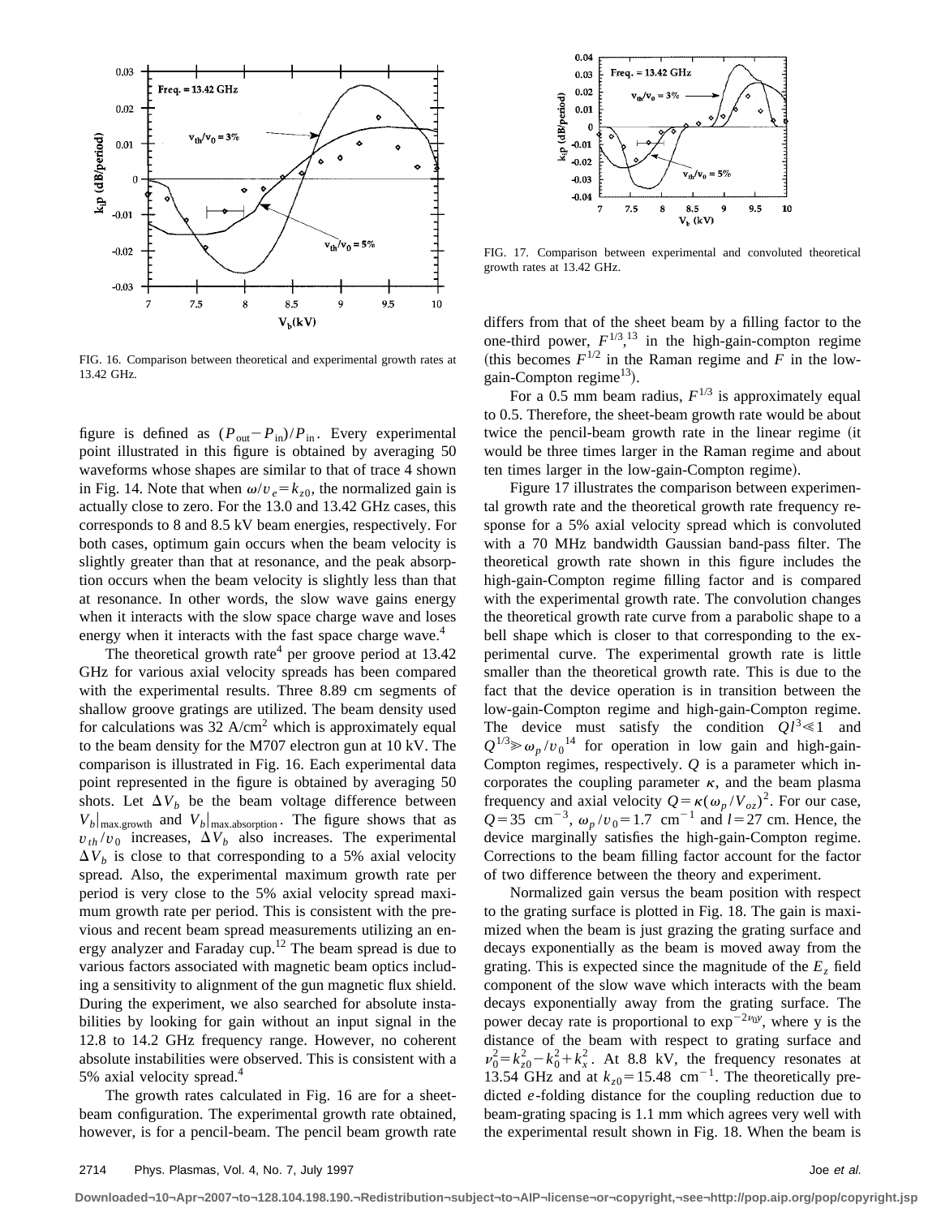FIG. 16. Comparison between theoretical and experimental growth rates at 13.42 GHz.

FIG. 17. Comparison between experimental and convoluted theoretical growth rates at 13.42 GHz.

figure is defined as $(P_{out}-P_{in})/P_{in}$. Every experimental point illustrated in this figure is obtained by averaging 50 waveforms whose shapes are similar to that of trace 4 shown in Fig. 14. Note that when $\omega/v_e = k_{z0}$, the normalized gain is actually close to zero. For the 13.0 and 13.42 GHz cases, this corresponds to 8 and 8.5 kV beam energies, respectively. For both cases, optimum gain occurs when the beam velocity is slightly greater than that at resonance, and the peak absorption occurs when the beam velocity is slightly less than that at resonance. In other words, the slow wave gains energy when it interacts with the slow space charge wave and loses energy when it interacts with the fast space charge wave.[4]

The theoretical growth rate[4] per groove period at 13.42 GHz for various axial velocity spreads has been compared with the experimental results. Three 8.89 cm segments of shallow groove gratings are utilized. The beam density used for calculations was 32 A/cm$^2$ which is approximately equal to the beam density for the M707 electron gun at 10 kV. The comparison is illustrated in Fig. 16. Each experimental data point represented in the figure is obtained by averaging 50 shots. Let $\Delta V_b$ be the beam voltage difference between $V_b|_{\text{max.growth}}$ and $V_b|_{\text{max.absorption}}$. The figure shows that as $v_{th}/v_0$ increases, $\Delta V_b$ also increases. The experimental $\Delta V_b$ is close to that corresponding to a 5% axial velocity spread. Also, the experimental maximum growth rate per period is very close to the 5% axial velocity spread maximum growth rate per period. This is consistent with the previous and recent beam spread measurements utilizing an energy analyzer and Faraday cup.[12] The beam spread is due to various factors associated with magnetic beam optics including a sensitivity to alignment of the gun magnetic flux shield. During the experiment, we also searched for absolute instabilities by looking for gain without an input signal in the 12.8 to 14.2 GHz frequency range. However, no coherent absolute instabilities were observed. This is consistent with a 5% axial velocity spread.[4]

The growth rates calculated in Fig. 16 are for a sheet-beam configuration. The experimental growth rate obtained, however, is for a pencil-beam. The pencil beam growth rate differs from that of the sheet beam by a filling factor to the one-third power, $F^{1/3}$,[13] in the high-gain-compton regime (this becomes $F^{1/2}$ in the Raman regime and $F$ in the low-gain-Compton regime[13]).

For a 0.5 mm beam radius, $F^{1/3}$ is approximately equal to 0.5. Therefore, the sheet-beam growth rate would be about twice the pencil-beam growth rate in the linear regime (it would be three times larger in the Raman regime and about ten times larger in the low-gain-Compton regime).

Figure 17 illustrates the comparison between experimental growth rate and the theoretical growth rate frequency response for a 5% axial velocity spread which is convoluted with a 70 MHz bandwidth Gaussian band-pass filter. The theoretical growth rate shown in this figure includes the high-gain-Compton regime filling factor and is compared with the experimental growth rate. The convolution changes the theoretical growth rate curve from a parabolic shape to a bell shape which is closer to that corresponding to the experimental curve. The experimental growth rate is little smaller than the theoretical growth rate. This is due to the fact that the device operation is in transition between the low-gain-Compton regime and high-gain-Compton regime. The device must satisfy the condition $Ql^3 \ll 1$ and $Q^{1/3} \gg \omega_p/v_0$[14] for operation in low gain and high-gain-Compton regimes, respectively. $Q$ is a parameter which incorporates the coupling parameter $\kappa$, and the beam plasma frequency and axial velocity $Q = \kappa(\omega_p/V_{oz})^2$. For our case, $Q = 35$ cm$^{-3}$, $\omega_p/v_0 = 1.7$ cm$^{-1}$ and $l = 27$ cm. Hence, the device marginally satisfies the high-gain-Compton regime. Corrections to the beam filling factor account for the factor of two difference between the theory and experiment.

Normalized gain versus the beam position with respect to the grating surface is plotted in Fig. 18. The gain is maximized when the beam is just grazing the grating surface and decays exponentially as the beam is moved away from the grating. This is expected since the magnitude of the $E_z$ field component of the slow wave which interacts with the beam decays exponentially away from the grating surface. The power decay rate is proportional to $\exp^{-2\nu_0 y}$, where y is the distance of the beam with respect to grating surface and $\nu_0^2 = k_{z0}^2 - k_0^2 + k_x^2$. At 8.8 kV, the frequency resonates at 13.54 GHz and at $k_{z0} = 15.48$ cm$^{-1}$. The theoretically predicted $e$-folding distance for the coupling reduction due to beam-grating spacing is 1.1 mm which agrees very well with the experimental result shown in Fig. 18. When the beam is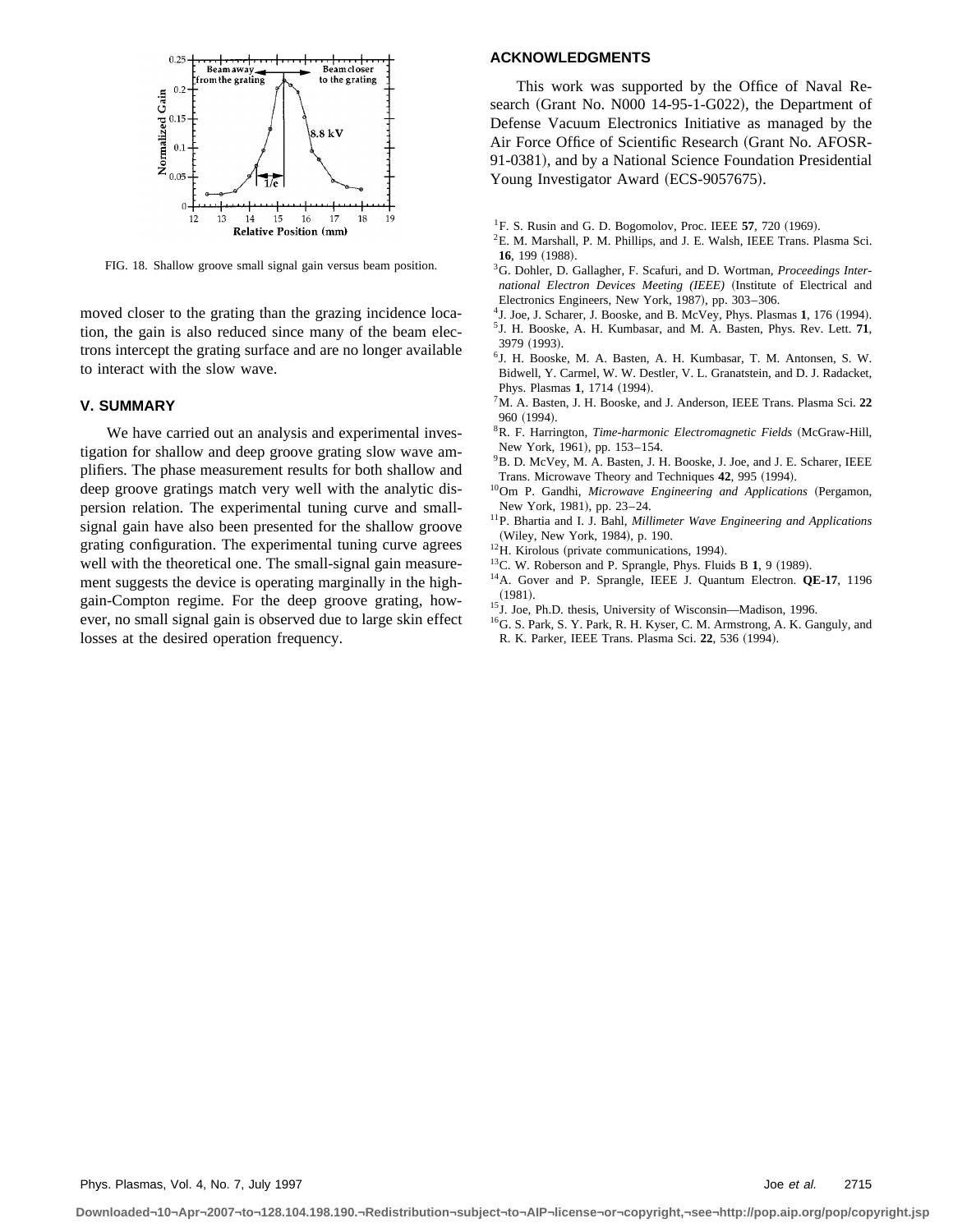0.25
Beam away from the grating
Beam closer to the grating
0.2
0.15
0.1
0.05
0
Normalized Gain
8.8 kV
1/e
12 13 14 15 16 17 18 19
Relative Position (mm)

FIG. 18. Shallow groove small signal gain versus beam position.

moved closer to the grating than the grazing incidence location, the gain is also reduced since many of the beam electrons intercept the grating surface and are no longer available to interact with the slow wave.

## V. SUMMARY

We have carried out an analysis and experimental investigation for shallow and deep groove grating slow wave amplifiers. The phase measurement results for both shallow and deep groove gratings match very well with the analytic dispersion relation. The experimental tuning curve and small-signal gain have also been presented for the shallow groove grating configuration. The experimental tuning curve agrees well with the theoretical one. The small-signal gain measurement suggests the device is operating marginally in the high-gain-Compton regime. For the deep groove grating, however, no small signal gain is observed due to large skin effect losses at the desired operation frequency.

## ACKNOWLEDGMENTS

This work was supported by the Office of Naval Research (Grant No. N000 14-95-1-G022), the Department of Defense Vacuum Electronics Initiative as managed by the Air Force Office of Scientific Research (Grant No. AFOSR-91-0381), and by a National Science Foundation Presidential Young Investigator Award (ECS-9057675).

[1] F. S. Rusin and G. D. Bogomolov, Proc. IEEE **57**, 720 (1969).
[2] E. M. Marshall, P. M. Phillips, and J. E. Walsh, IEEE Trans. Plasma Sci. **16**, 199 (1988).
[3] G. Dohler, D. Gallagher, F. Scafuri, and D. Wortman, *Proceedings International Electron Devices Meeting (IEEE)* (Institute of Electrical and Electronics Engineers, New York, 1987), pp. 303–306.
[4] J. Joe, J. Scharer, J. Booske, and B. McVey, Phys. Plasmas **1**, 176 (1994).
[5] J. H. Booske, A. H. Kumbasar, and M. A. Basten, Phys. Rev. Lett. **71**, 3979 (1993).
[6] J. H. Booske, M. A. Basten, A. H. Kumbasar, T. M. Antonsen, S. W. Bidwell, Y. Carmel, W. W. Destler, V. L. Granatstein, and D. J. Radacket, Phys. Plasmas **1**, 1714 (1994).
[7] M. A. Basten, J. H. Booske, and J. Anderson, IEEE Trans. Plasma Sci. **22** 960 (1994).
[8] R. F. Harrington, *Time-harmonic Electromagnetic Fields* (McGraw-Hill, New York, 1961), pp. 153–154.
[9] B. D. McVey, M. A. Basten, J. H. Booske, J. Joe, and J. E. Scharer, IEEE Trans. Microwave Theory and Techniques **42**, 995 (1994).
[10] Om P. Gandhi, *Microwave Engineering and Applications* (Pergamon, New York, 1981), pp. 23–24.
[11] P. Bhartia and I. J. Bahl, *Millimeter Wave Engineering and Applications* (Wiley, New York, 1984), p. 190.
[12] H. Kirolous (private communications, 1994).
[13] C. W. Roberson and P. Sprangle, Phys. Fluids B **1**, 9 (1989).
[14] A. Gover and P. Sprangle, IEEE J. Quantum Electron. **QE-17**, 1196 (1981).
[15] J. Joe, Ph.D. thesis, University of Wisconsin—Madison, 1996.
[16] G. S. Park, S. Y. Park, R. H. Kyser, C. M. Armstrong, A. K. Ganguly, and R. K. Parker, IEEE Trans. Plasma Sci. **22**, 536 (1994).